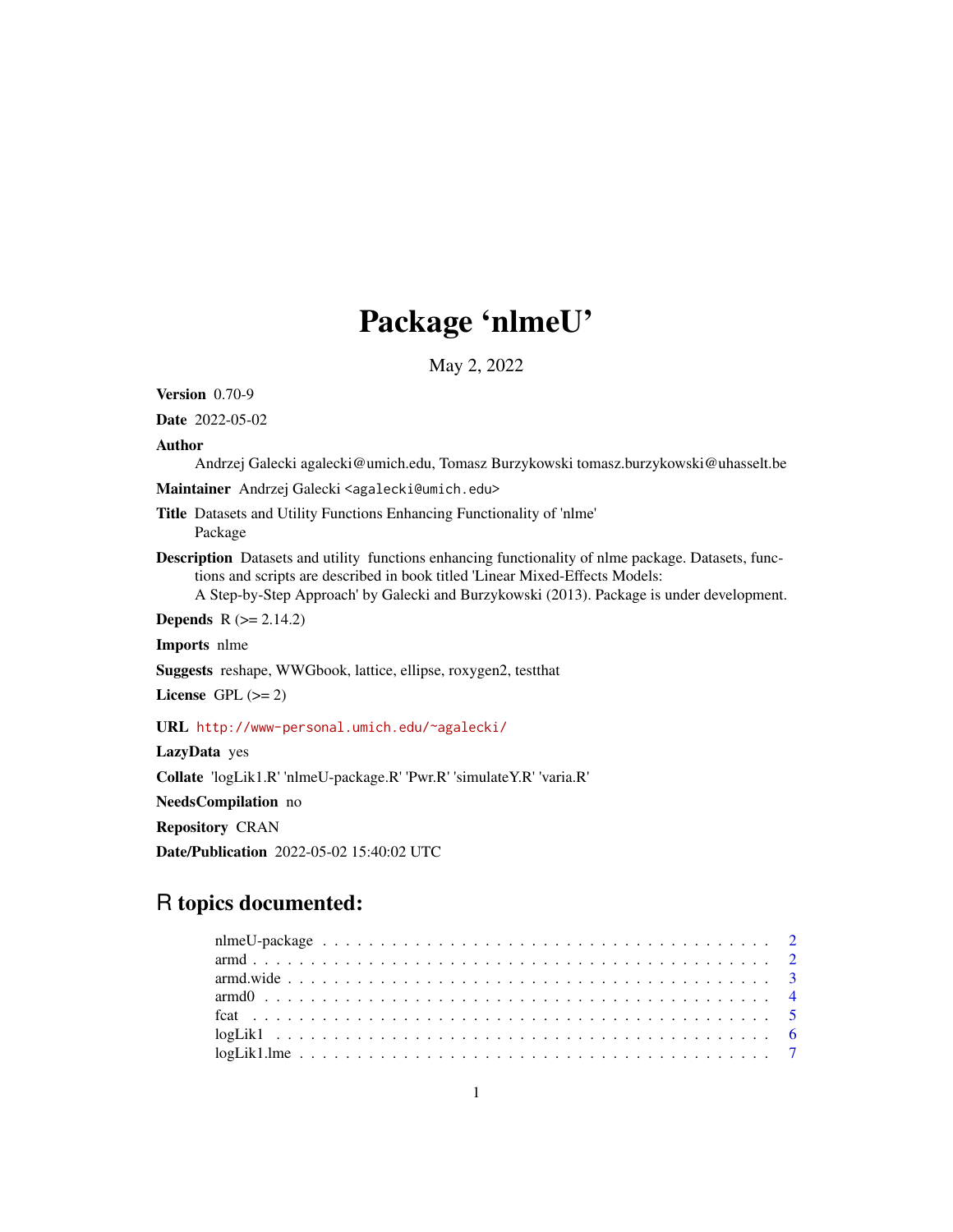# Package 'nlmeU'

May 2, 2022

**Version** 0.70-9

**Date** 2022-05-02

**Author** Andrzej Galecki agalecki@umich.edu, Tomasz Burzykowski tomasz.burzykowski@uhasselt.be

**Maintainer** Andrzej Galecki <agalecki@umich.edu>

**Title** Datasets and Utility Functions Enhancing Functionality of 'nlme' Package

**Description** Datasets and utility functions enhancing functionality of nlme package. Datasets, functions and scripts are described in book titled 'Linear Mixed-Effects Models: A Step-by-Step Approach' by Galecki and Burzykowski (2013). Package is under development.

**Depends** R (>= 2.14.2)

**Imports** nlme

**Suggests** reshape, WWGbook, lattice, ellipse, roxygen2, testthat

**License** GPL (>= 2)

**URL** http://www-personal.umich.edu/~agalecki/

**LazyData** yes

**Collate** 'logLik1.R' 'nlmeU-package.R' 'Pwr.R' 'simulateY.R' 'varia.R'

**NeedsCompilation** no

**Repository** CRAN

**Date/Publication** 2022-05-02 15:40:02 UTC

## R topics documented:

| | |
|---|---|
| nlmeU-package | 2 |
| armd | 2 |
| armd.wide | 3 |
| armd0 | 4 |
| fcat | 5 |
| logLik1 | 6 |
| logLik1.lme | 7 |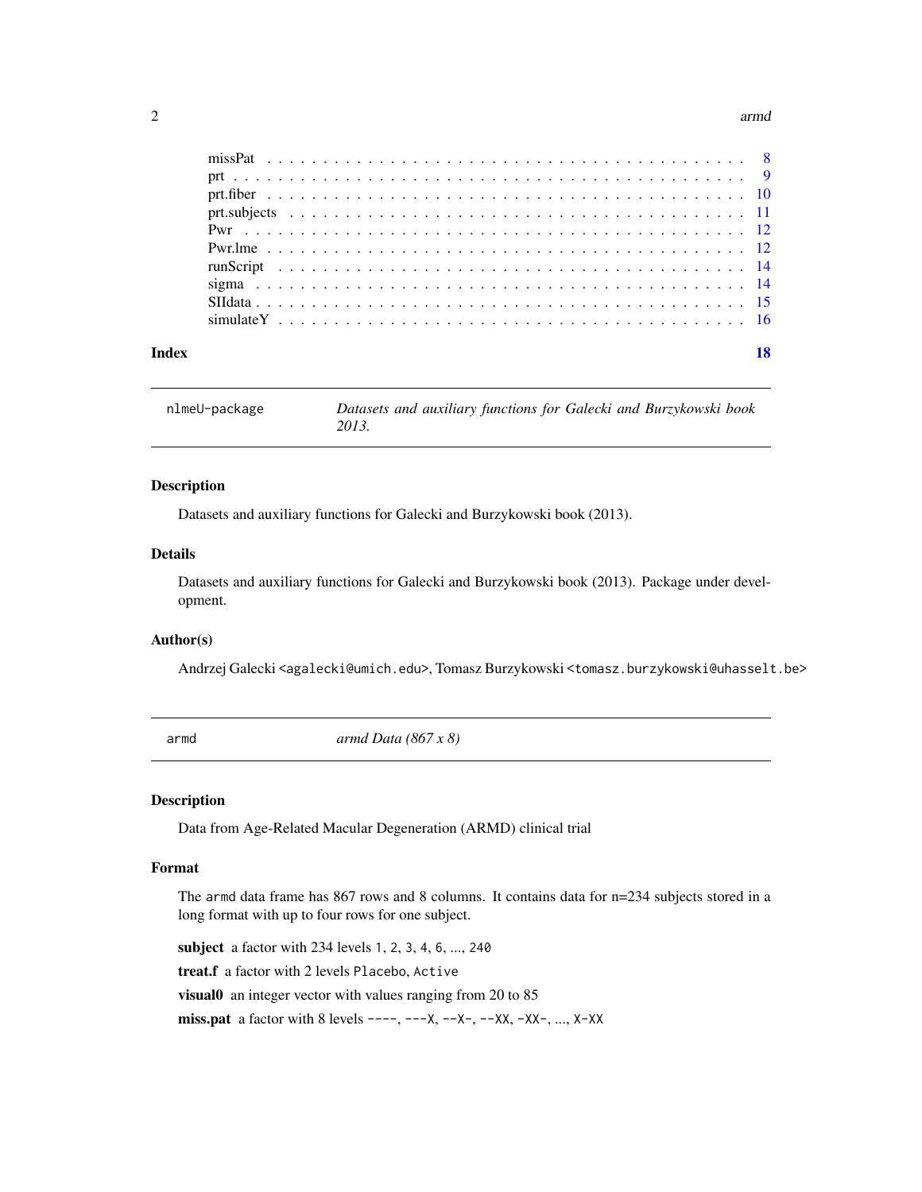missPat . . . . . . . . . . . . . . . . . . . . . . . . . . . . . . . . . . . . . . . . . 8
prt . . . . . . . . . . . . . . . . . . . . . . . . . . . . . . . . . . . . . . . . . . . 9
prt.fiber . . . . . . . . . . . . . . . . . . . . . . . . . . . . . . . . . . . . . . . . 10
prt.subjects . . . . . . . . . . . . . . . . . . . . . . . . . . . . . . . . . . . . . . 11
Pwr . . . . . . . . . . . . . . . . . . . . . . . . . . . . . . . . . . . . . . . . . . . 12
Pwr.lme . . . . . . . . . . . . . . . . . . . . . . . . . . . . . . . . . . . . . . . . . 12
runScript . . . . . . . . . . . . . . . . . . . . . . . . . . . . . . . . . . . . . . . 14
sigma . . . . . . . . . . . . . . . . . . . . . . . . . . . . . . . . . . . . . . . . . . 14
SIIdata . . . . . . . . . . . . . . . . . . . . . . . . . . . . . . . . . . . . . . . . . 15
simulateY . . . . . . . . . . . . . . . . . . . . . . . . . . . . . . . . . . . . . . . . 16

**Index** **18**

---

## `nlmeU-package` *Datasets and auxiliary functions for Galecki and Burzykowski book 2013.*

---

### Description

Datasets and auxiliary functions for Galecki and Burzykowski book (2013).

### Details

Datasets and auxiliary functions for Galecki and Burzykowski book (2013). Package under development.

### Author(s)

Andrzej Galecki <agalecki@umich.edu>, Tomasz Burzykowski <tomasz.burzykowski@uhasselt.be>

---

## `armd` *armd Data (867 x 8)*

---

### Description

Data from Age-Related Macular Degeneration (ARMD) clinical trial

### Format

The `armd` data frame has 867 rows and 8 columns. It contains data for n=234 subjects stored in a long format with up to four rows for one subject.

**subject** a factor with 234 levels `1`, `2`, `3`, `4`, `6`, ..., `240`

**treat.f** a factor with 2 levels `Placebo`, `Active`

**visual0** an integer vector with values ranging from 20 to 85

**miss.pat** a factor with 8 levels `----`, `---X`, `--X-`, `--XX`, `-XX-`, ..., `X-XX`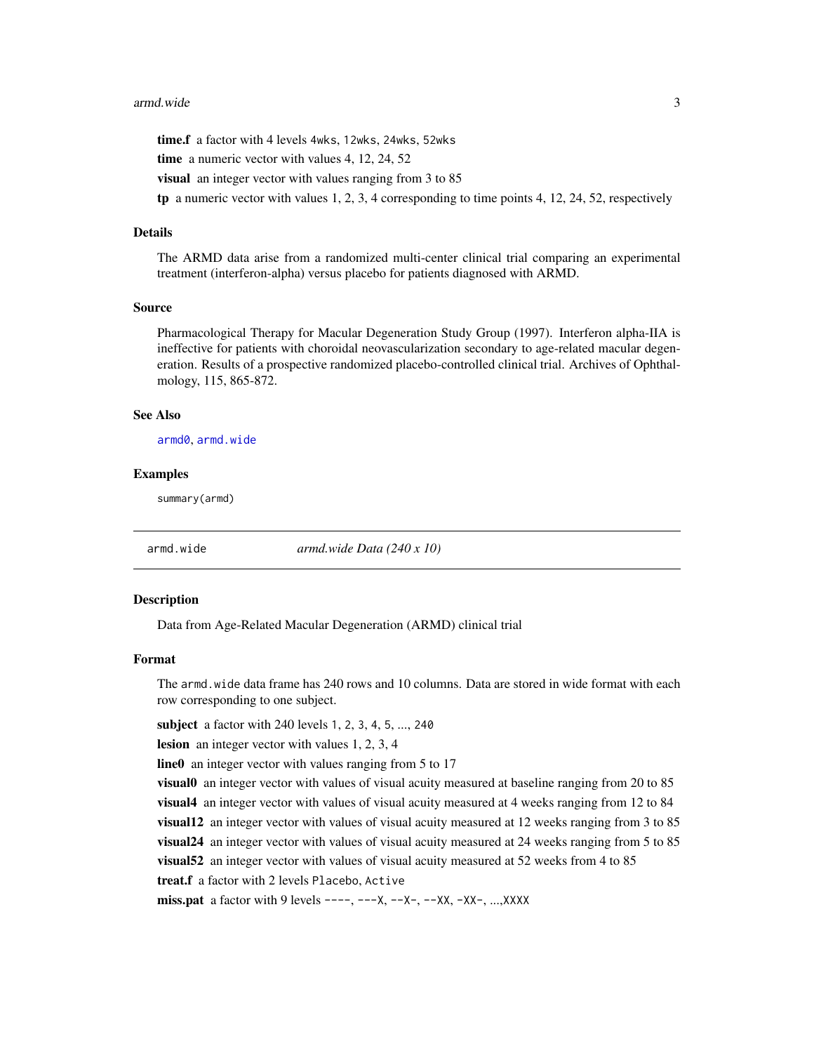**time.f** a factor with 4 levels `4wks`, `12wks`, `24wks`, `52wks`

**time** a numeric vector with values 4, 12, 24, 52

**visual** an integer vector with values ranging from 3 to 85

**tp** a numeric vector with values 1, 2, 3, 4 corresponding to time points 4, 12, 24, 52, respectively

### Details

The ARMD data arise from a randomized multi-center clinical trial comparing an experimental treatment (interferon-alpha) versus placebo for patients diagnosed with ARMD.

### Source

Pharmacological Therapy for Macular Degeneration Study Group (1997). Interferon alpha-IIA is ineffective for patients with choroidal neovascularization secondary to age-related macular degeneration. Results of a prospective randomized placebo-controlled clinical trial. Archives of Ophthalmology, 115, 865-872.

### See Also

armd0, armd.wide

### Examples

```
summary(armd)
```

---

## armd.wide — *armd.wide Data (240 x 10)*

### Description

Data from Age-Related Macular Degeneration (ARMD) clinical trial

### Format

The `armd.wide` data frame has 240 rows and 10 columns. Data are stored in wide format with each row corresponding to one subject.

**subject** a factor with 240 levels `1`, `2`, `3`, `4`, `5`, ..., `240`

**lesion** an integer vector with values 1, 2, 3, 4

**line0** an integer vector with values ranging from 5 to 17

**visual0** an integer vector with values of visual acuity measured at baseline ranging from 20 to 85

**visual4** an integer vector with values of visual acuity measured at 4 weeks ranging from 12 to 84

**visual12** an integer vector with values of visual acuity measured at 12 weeks ranging from 3 to 85

**visual24** an integer vector with values of visual acuity measured at 24 weeks ranging from 5 to 85

**visual52** an integer vector with values of visual acuity measured at 52 weeks from 4 to 85

**treat.f** a factor with 2 levels `Placebo`, `Active`

**miss.pat** a factor with 9 levels `----`, `---X`, `--X-`, `--XX`, `-XX-`, ...,`XXXX`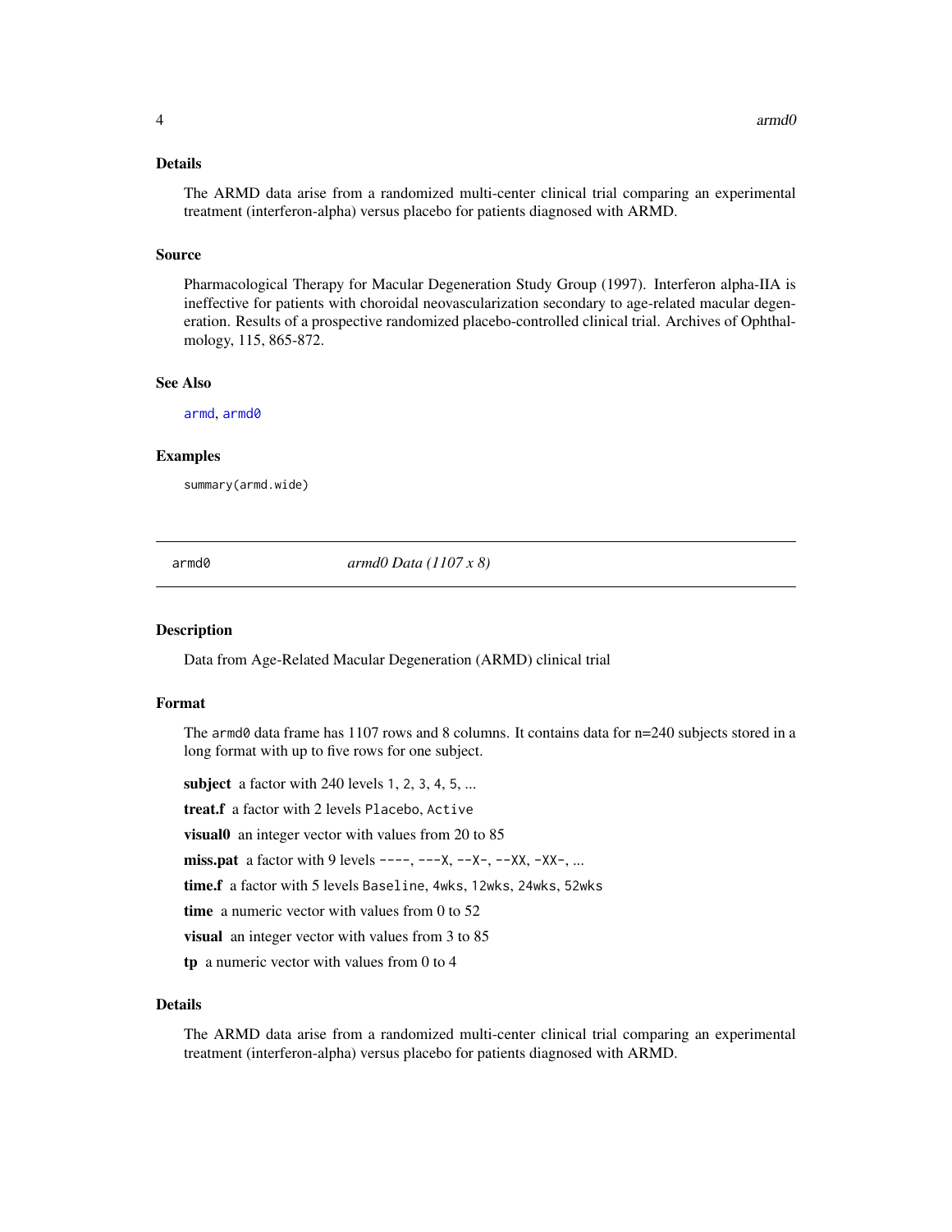### Details

The ARMD data arise from a randomized multi-center clinical trial comparing an experimental treatment (interferon-alpha) versus placebo for patients diagnosed with ARMD.

### Source

Pharmacological Therapy for Macular Degeneration Study Group (1997). Interferon alpha-IIA is ineffective for patients with choroidal neovascularization secondary to age-related macular degeneration. Results of a prospective randomized placebo-controlled clinical trial. Archives of Ophthalmology, 115, 865-872.

### See Also

armd, armd0

### Examples

```
summary(armd.wide)
```

---

## armd0 — *armd0 Data (1107 x 8)*

### Description

Data from Age-Related Macular Degeneration (ARMD) clinical trial

### Format

The armd0 data frame has 1107 rows and 8 columns. It contains data for n=240 subjects stored in a long format with up to five rows for one subject.

**subject** a factor with 240 levels 1, 2, 3, 4, 5, ...

**treat.f** a factor with 2 levels Placebo, Active

**visual0** an integer vector with values from 20 to 85

**miss.pat** a factor with 9 levels ----, ---X, --X-, --XX, -XX-, ...

**time.f** a factor with 5 levels Baseline, 4wks, 12wks, 24wks, 52wks

**time** a numeric vector with values from 0 to 52

**visual** an integer vector with values from 3 to 85

**tp** a numeric vector with values from 0 to 4

### Details

The ARMD data arise from a randomized multi-center clinical trial comparing an experimental treatment (interferon-alpha) versus placebo for patients diagnosed with ARMD.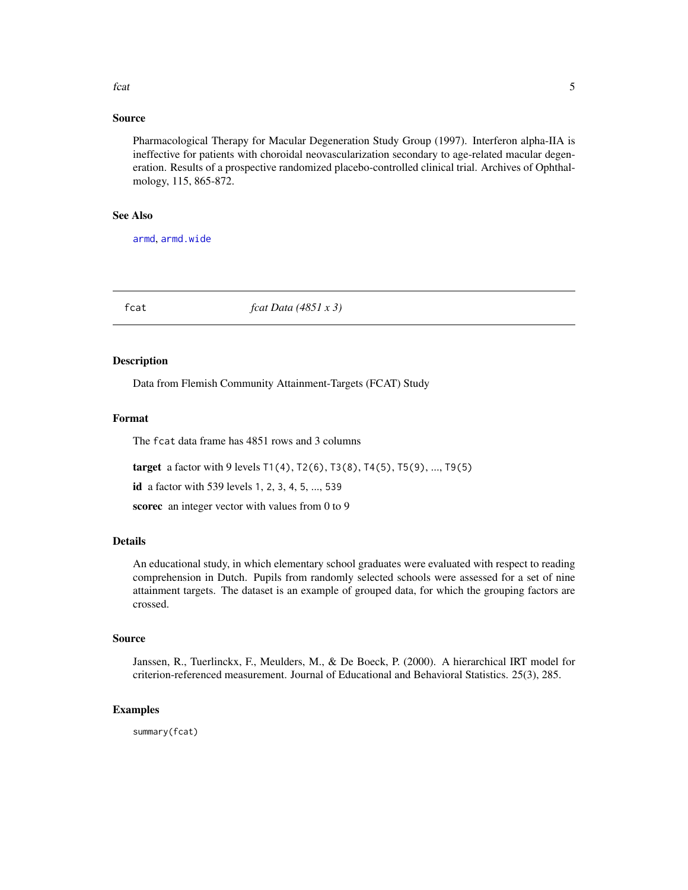## Source

Pharmacological Therapy for Macular Degeneration Study Group (1997). Interferon alpha-IIA is ineffective for patients with choroidal neovascularization secondary to age-related macular degeneration. Results of a prospective randomized placebo-controlled clinical trial. Archives of Ophthalmology, 115, 865-872.

## See Also

armd, armd.wide

---

# fcat — *fcat Data (4851 x 3)*

## Description

Data from Flemish Community Attainment-Targets (FCAT) Study

## Format

The fcat data frame has 4851 rows and 3 columns

**target** a factor with 9 levels T1(4), T2(6), T3(8), T4(5), T5(9), ..., T9(5)

**id** a factor with 539 levels 1, 2, 3, 4, 5, ..., 539

**scorec** an integer vector with values from 0 to 9

## Details

An educational study, in which elementary school graduates were evaluated with respect to reading comprehension in Dutch. Pupils from randomly selected schools were assessed for a set of nine attainment targets. The dataset is an example of grouped data, for which the grouping factors are crossed.

## Source

Janssen, R., Tuerlinckx, F., Meulders, M., & De Boeck, P. (2000). A hierarchical IRT model for criterion-referenced measurement. Journal of Educational and Behavioral Statistics. 25(3), 285.

## Examples

```
summary(fcat)
```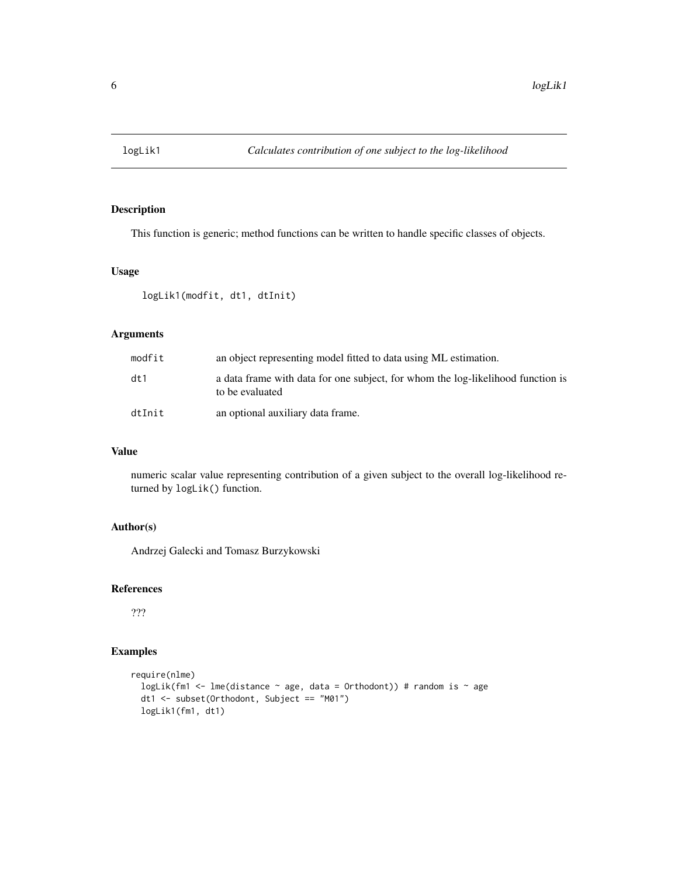# logLik1 — *Calculates contribution of one subject to the log-likelihood*

## Description

This function is generic; method functions can be written to handle specific classes of objects.

## Usage

```
logLik1(modfit, dt1, dtInit)
```

## Arguments

| | |
|---|---|
| modfit | an object representing model fitted to data using ML estimation. |
| dt1 | a data frame with data for one subject, for whom the log-likelihood function is to be evaluated |
| dtInit | an optional auxiliary data frame. |

## Value

numeric scalar value representing contribution of a given subject to the overall log-likelihood returned by `logLik()` function.

## Author(s)

Andrzej Galecki and Tomasz Burzykowski

## References

???

## Examples

```
require(nlme)
  logLik(fm1 <- lme(distance ~ age, data = Orthodont)) # random is ~ age
  dt1 <- subset(Orthodont, Subject == "M01")
  logLik1(fm1, dt1)
```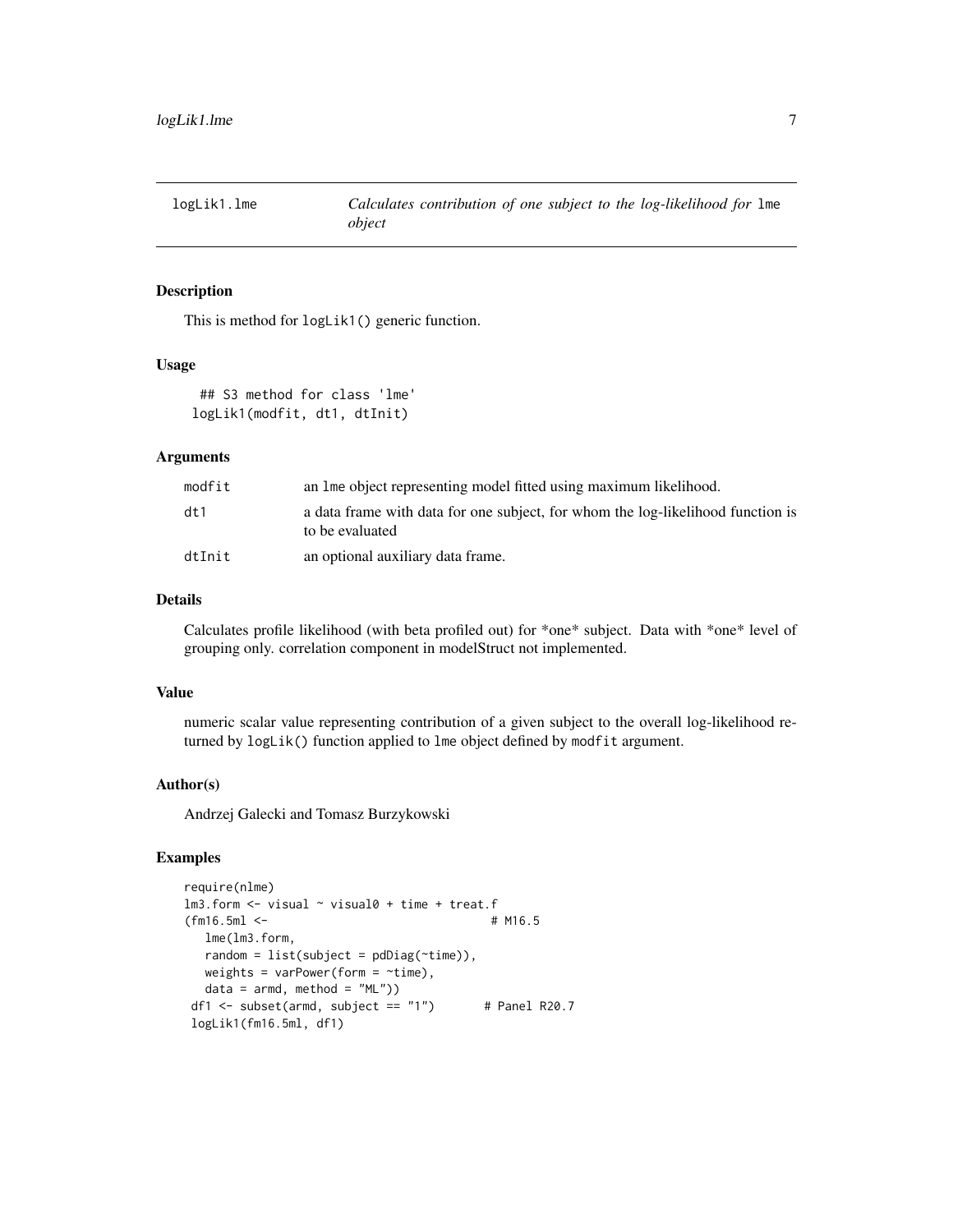| logLik1.lme | *Calculates contribution of one subject to the log-likelihood for* lme *object* |
|---|---|

## Description

This is method for `logLik1()` generic function.

## Usage

```
## S3 method for class 'lme'
logLik1(modfit, dt1, dtInit)
```

## Arguments

| | |
|---|---|
| `modfit` | an lme object representing model fitted using maximum likelihood. |
| `dt1` | a data frame with data for one subject, for whom the log-likelihood function is to be evaluated |
| `dtInit` | an optional auxiliary data frame. |

## Details

Calculates profile likelihood (with beta profiled out) for *one* subject. Data with *one* level of grouping only. correlation component in modelStruct not implemented.

## Value

numeric scalar value representing contribution of a given subject to the overall log-likelihood returned by `logLik()` function applied to lme object defined by `modfit` argument.

## Author(s)

Andrzej Galecki and Tomasz Burzykowski

## Examples

```
require(nlme)
lm3.form <- visual ~ visual0 + time + treat.f
(fm16.5ml <-                              # M16.5
   lme(lm3.form,
   random = list(subject = pdDiag(~time)),
   weights = varPower(form = ~time),
   data = armd, method = "ML"))
 df1 <- subset(armd, subject == "1")      # Panel R20.7
 logLik1(fm16.5ml, df1)
```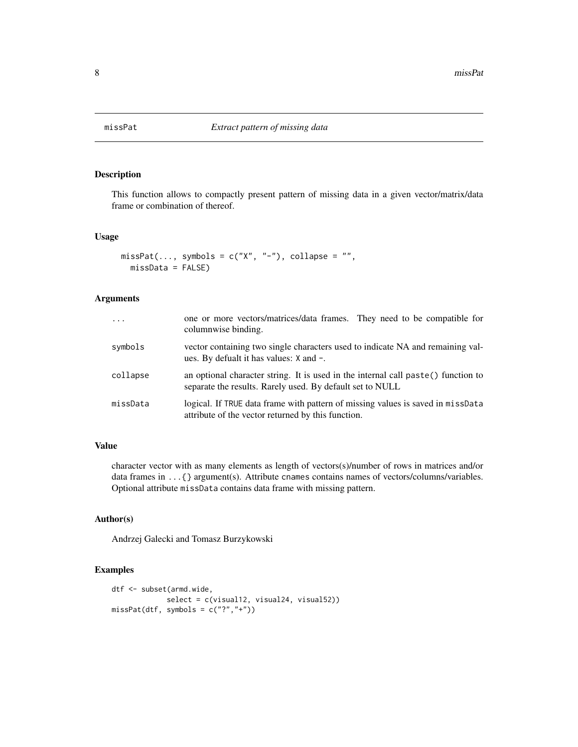## missPat — *Extract pattern of missing data*

### Description

This function allows to compactly present pattern of missing data in a given vector/matrix/data frame or combination of thereof.

### Usage

```
missPat(..., symbols = c("X", "-"), collapse = "",
  missData = FALSE)
```

### Arguments

| | |
|---|---|
| `...` | one or more vectors/matrices/data frames. They need to be compatible for columnwise binding. |
| `symbols` | vector containing two single characters used to indicate NA and remaining values. By defualt it has values: `X` and `-`. |
| `collapse` | an optional character string. It is used in the internal call `paste()` function to separate the results. Rarely used. By default set to NULL |
| `missData` | logical. If `TRUE` data frame with pattern of missing values is saved in `missData` attribute of the vector returned by this function. |

### Value

character vector with as many elements as length of vectors(s)/number of rows in matrices and/or data frames in `...{}` argument(s). Attribute `cnames` contains names of vectors/columns/variables. Optional attribute `missData` contains data frame with missing pattern.

### Author(s)

Andrzej Galecki and Tomasz Burzykowski

### Examples

```
dtf <- subset(armd.wide,
           select = c(visual12, visual24, visual52))
missPat(dtf, symbols = c("?","+"))
```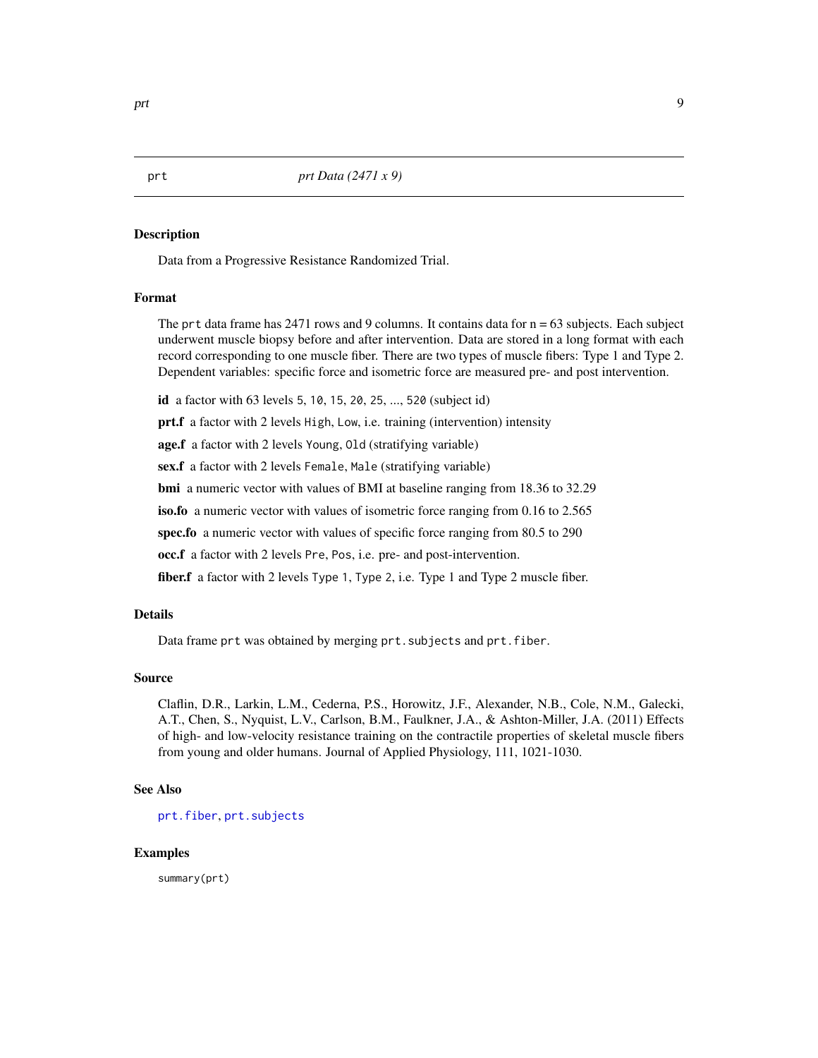## prt — *prt Data (2471 x 9)*

### Description

Data from a Progressive Resistance Randomized Trial.

### Format

The `prt` data frame has 2471 rows and 9 columns. It contains data for n = 63 subjects. Each subject underwent muscle biopsy before and after intervention. Data are stored in a long format with each record corresponding to one muscle fiber. There are two types of muscle fibers: Type 1 and Type 2. Dependent variables: specific force and isometric force are measured pre- and post intervention.

- **id** a factor with 63 levels `5`, `10`, `15`, `20`, `25`, ..., `520` (subject id)
- **prt.f** a factor with 2 levels `High`, `Low`, i.e. training (intervention) intensity
- **age.f** a factor with 2 levels `Young`, `Old` (stratifying variable)
- **sex.f** a factor with 2 levels `Female`, `Male` (stratifying variable)
- **bmi** a numeric vector with values of BMI at baseline ranging from 18.36 to 32.29
- **iso.fo** a numeric vector with values of isometric force ranging from 0.16 to 2.565
- **spec.fo** a numeric vector with values of specific force ranging from 80.5 to 290
- **occ.f** a factor with 2 levels `Pre`, `Pos`, i.e. pre- and post-intervention.
- **fiber.f** a factor with 2 levels `Type 1`, `Type 2`, i.e. Type 1 and Type 2 muscle fiber.

### Details

Data frame `prt` was obtained by merging `prt.subjects` and `prt.fiber`.

### Source

Claflin, D.R., Larkin, L.M., Cederna, P.S., Horowitz, J.F., Alexander, N.B., Cole, N.M., Galecki, A.T., Chen, S., Nyquist, L.V., Carlson, B.M., Faulkner, J.A., & Ashton-Miller, J.A. (2011) Effects of high- and low-velocity resistance training on the contractile properties of skeletal muscle fibers from young and older humans. Journal of Applied Physiology, 111, 1021-1030.

### See Also

`prt.fiber`, `prt.subjects`

### Examples

```
summary(prt)
```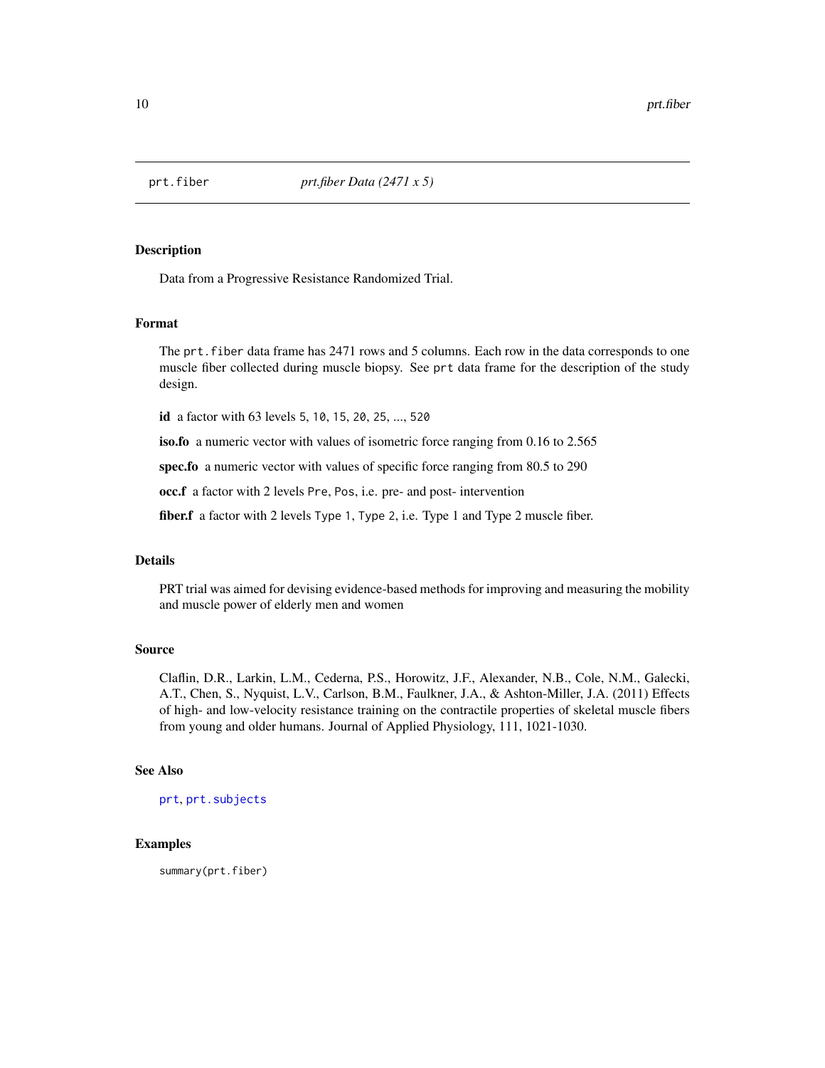# prt.fiber — *prt.fiber Data (2471 x 5)*

## Description

Data from a Progressive Resistance Randomized Trial.

## Format

The `prt.fiber` data frame has 2471 rows and 5 columns. Each row in the data corresponds to one muscle fiber collected during muscle biopsy. See `prt` data frame for the description of the study design.

**id** a factor with 63 levels `5`, `10`, `15`, `20`, `25`, ..., `520`

**iso.fo** a numeric vector with values of isometric force ranging from 0.16 to 2.565

**spec.fo** a numeric vector with values of specific force ranging from 80.5 to 290

**occ.f** a factor with 2 levels `Pre`, `Pos`, i.e. pre- and post- intervention

**fiber.f** a factor with 2 levels `Type 1`, `Type 2`, i.e. Type 1 and Type 2 muscle fiber.

## Details

PRT trial was aimed for devising evidence-based methods for improving and measuring the mobility and muscle power of elderly men and women

## Source

Claflin, D.R., Larkin, L.M., Cederna, P.S., Horowitz, J.F., Alexander, N.B., Cole, N.M., Galecki, A.T., Chen, S., Nyquist, L.V., Carlson, B.M., Faulkner, J.A., & Ashton-Miller, J.A. (2011) Effects of high- and low-velocity resistance training on the contractile properties of skeletal muscle fibers from young and older humans. Journal of Applied Physiology, 111, 1021-1030.

## See Also

`prt`, `prt.subjects`

## Examples

```
summary(prt.fiber)
```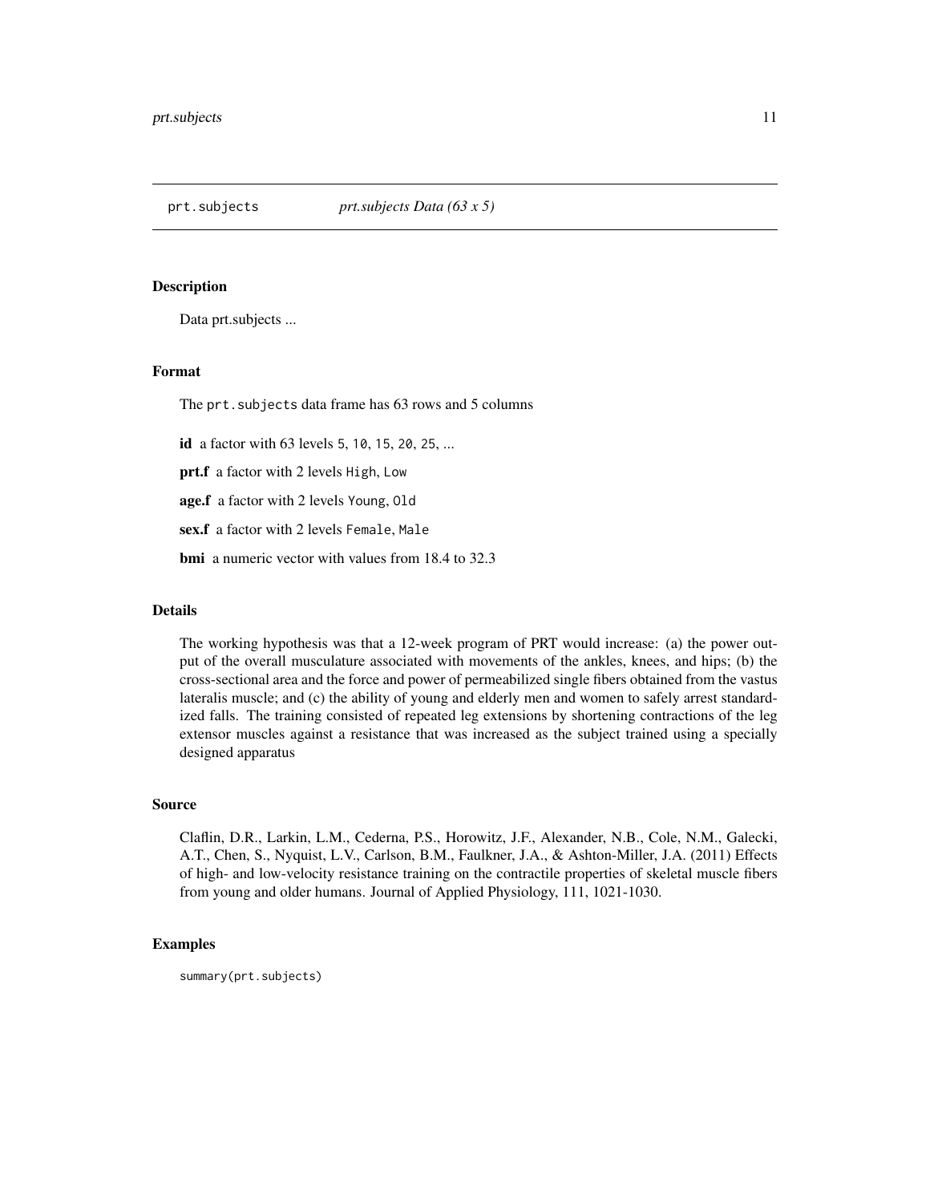## prt.subjects — *prt.subjects Data (63 x 5)*

### Description

Data prt.subjects ...

### Format

The `prt.subjects` data frame has 63 rows and 5 columns

**id** a factor with 63 levels `5`, `10`, `15`, `20`, `25`, ...

**prt.f** a factor with 2 levels `High`, `Low`

**age.f** a factor with 2 levels `Young`, `Old`

**sex.f** a factor with 2 levels `Female`, `Male`

**bmi** a numeric vector with values from 18.4 to 32.3

### Details

The working hypothesis was that a 12-week program of PRT would increase: (a) the power output of the overall musculature associated with movements of the ankles, knees, and hips; (b) the cross-sectional area and the force and power of permeabilized single fibers obtained from the vastus lateralis muscle; and (c) the ability of young and elderly men and women to safely arrest standardized falls. The training consisted of repeated leg extensions by shortening contractions of the leg extensor muscles against a resistance that was increased as the subject trained using a specially designed apparatus

### Source

Claflin, D.R., Larkin, L.M., Cederna, P.S., Horowitz, J.F., Alexander, N.B., Cole, N.M., Galecki, A.T., Chen, S., Nyquist, L.V., Carlson, B.M., Faulkner, J.A., & Ashton-Miller, J.A. (2011) Effects of high- and low-velocity resistance training on the contractile properties of skeletal muscle fibers from young and older humans. Journal of Applied Physiology, 111, 1021-1030.

### Examples

```
summary(prt.subjects)
```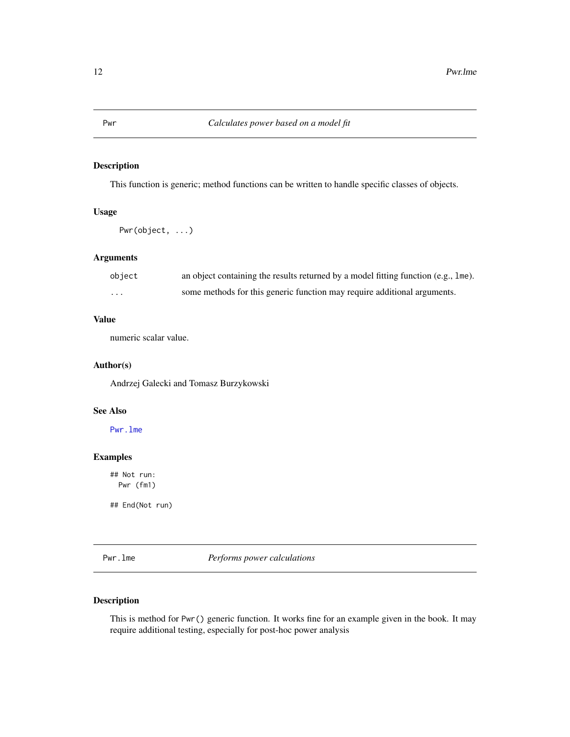## Pwr — *Calculates power based on a model fit*

### Description

This function is generic; method functions can be written to handle specific classes of objects.

### Usage

```
Pwr(object, ...)
```

### Arguments

| | |
|---|---|
| object | an object containing the results returned by a model fitting function (e.g., lme). |
| ... | some methods for this generic function may require additional arguments. |

### Value

numeric scalar value.

### Author(s)

Andrzej Galecki and Tomasz Burzykowski

### See Also

Pwr.lme

### Examples

```
## Not run:
  Pwr (fm1)

## End(Not run)
```

## Pwr.lme — *Performs power calculations*

### Description

This is method for Pwr() generic function. It works fine for an example given in the book. It may require additional testing, especially for post-hoc power analysis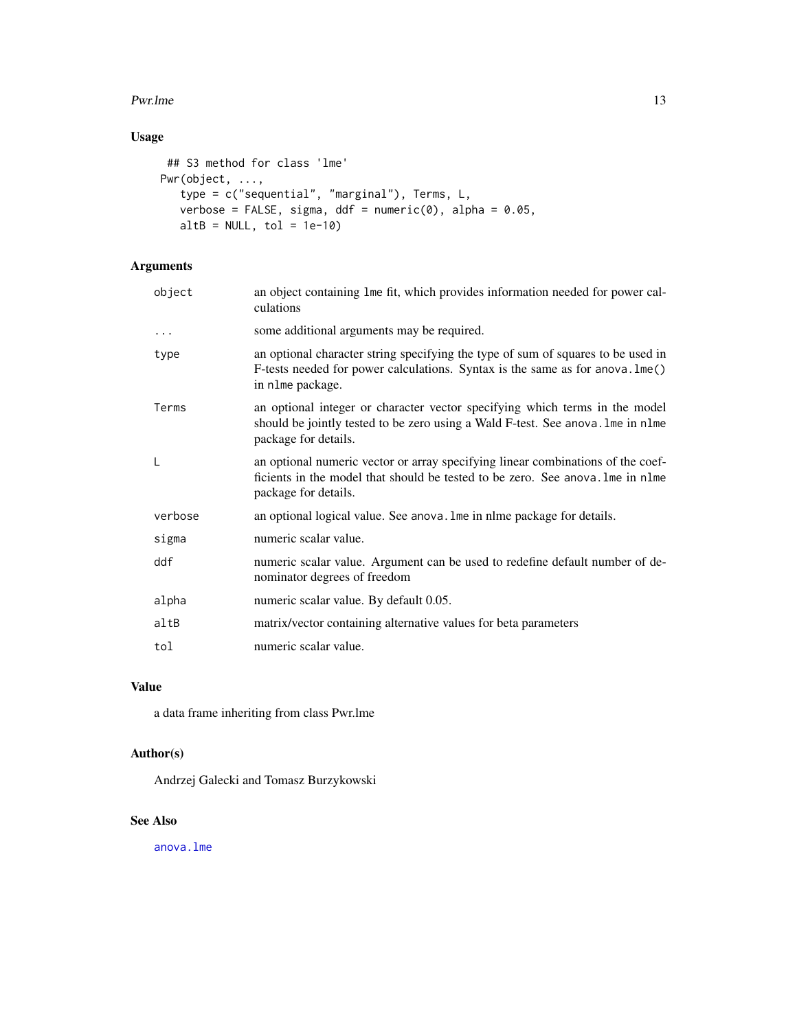## Usage

```
## S3 method for class 'lme'
Pwr(object, ...,
   type = c("sequential", "marginal"), Terms, L,
   verbose = FALSE, sigma, ddf = numeric(0), alpha = 0.05,
   altB = NULL, tol = 1e-10)
```

## Arguments

| | |
|---|---|
| `object` | an object containing `lme` fit, which provides information needed for power calculations |
| `...` | some additional arguments may be required. |
| `type` | an optional character string specifying the type of sum of squares to be used in F-tests needed for power calculations. Syntax is the same as for `anova.lme()` in `nlme` package. |
| `Terms` | an optional integer or character vector specifying which terms in the model should be jointly tested to be zero using a Wald F-test. See `anova.lme` in `nlme` package for details. |
| `L` | an optional numeric vector or array specifying linear combinations of the coefficients in the model that should be tested to be zero. See `anova.lme` in `nlme` package for details. |
| `verbose` | an optional logical value. See `anova.lme` in nlme package for details. |
| `sigma` | numeric scalar value. |
| `ddf` | numeric scalar value. Argument can be used to redefine default number of denominator degrees of freedom |
| `alpha` | numeric scalar value. By default 0.05. |
| `altB` | matrix/vector containing alternative values for beta parameters |
| `tol` | numeric scalar value. |

## Value

a data frame inheriting from class Pwr.lme

## Author(s)

Andrzej Galecki and Tomasz Burzykowski

## See Also

`anova.lme`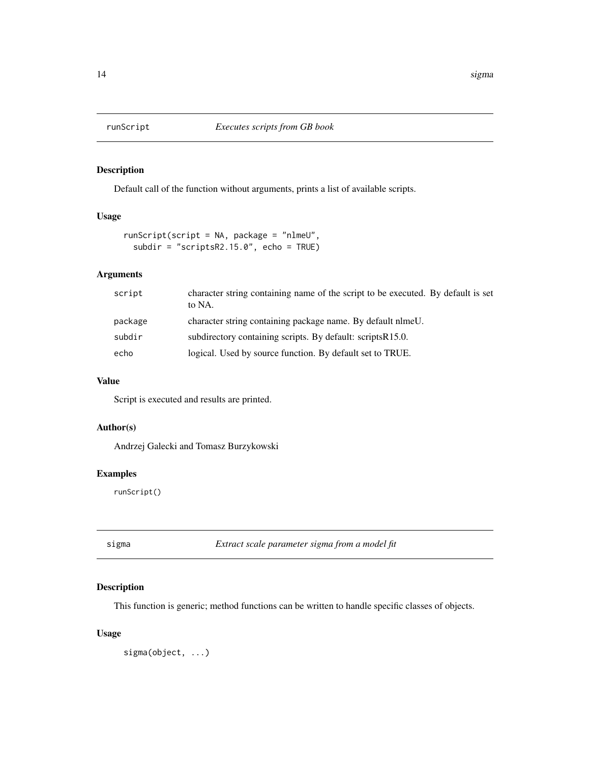## runScript — *Executes scripts from GB book*

### Description

Default call of the function without arguments, prints a list of available scripts.

### Usage

```
runScript(script = NA, package = "nlmeU",
  subdir = "scriptsR2.15.0", echo = TRUE)
```

### Arguments

| | |
|---|---|
| script | character string containing name of the script to be executed. By default is set to NA. |
| package | character string containing package name. By default nlmeU. |
| subdir | subdirectory containing scripts. By default: scriptsR15.0. |
| echo | logical. Used by source function. By default set to TRUE. |

### Value

Script is executed and results are printed.

### Author(s)

Andrzej Galecki and Tomasz Burzykowski

### Examples

```
runScript()
```

## sigma — *Extract scale parameter sigma from a model fit*

### Description

This function is generic; method functions can be written to handle specific classes of objects.

### Usage

```
sigma(object, ...)
```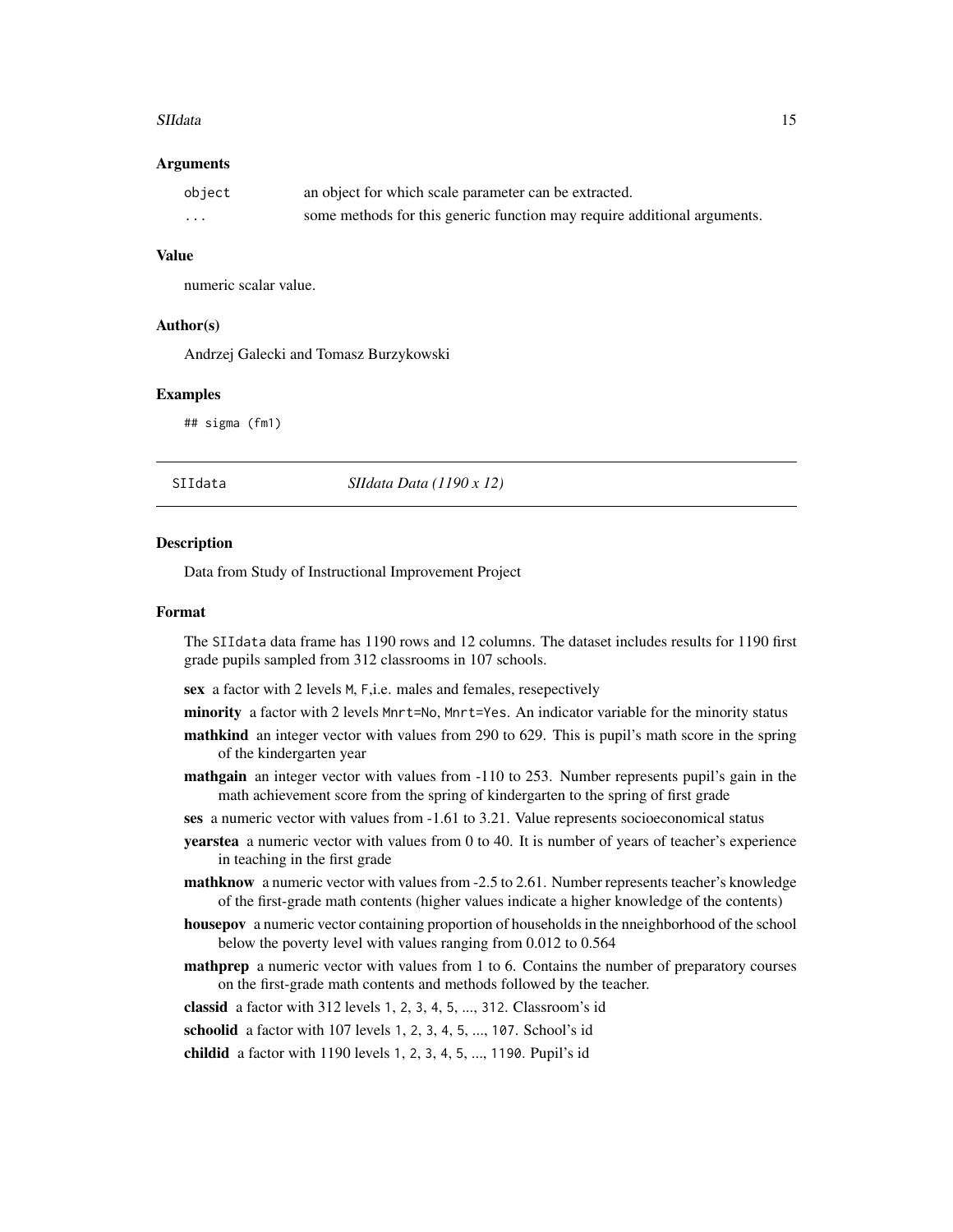### Arguments

| | |
|---|---|
| `object` | an object for which scale parameter can be extracted. |
| `...` | some methods for this generic function may require additional arguments. |

### Value

numeric scalar value.

### Author(s)

Andrzej Galecki and Tomasz Burzykowski

### Examples

```
## sigma (fm1)
```

---

## SIIdata *SIIdata Data (1190 x 12)*

---

### Description

Data from Study of Instructional Improvement Project

### Format

The `SIIdata` data frame has 1190 rows and 12 columns. The dataset includes results for 1190 first grade pupils sampled from 312 classrooms in 107 schools.

**sex** a factor with 2 levels `M`, `F`,i.e. males and females, resepectively

**minority** a factor with 2 levels `Mnrt=No`, `Mnrt=Yes`. An indicator variable for the minority status

**mathkind** an integer vector with values from 290 to 629. This is pupil's math score in the spring of the kindergarten year

**mathgain** an integer vector with values from -110 to 253. Number represents pupil's gain in the math achievement score from the spring of kindergarten to the spring of first grade

**ses** a numeric vector with values from -1.61 to 3.21. Value represents socioeconomical status

**yearstea** a numeric vector with values from 0 to 40. It is number of years of teacher's experience in teaching in the first grade

**mathknow** a numeric vector with values from -2.5 to 2.61. Number represents teacher's knowledge of the first-grade math contents (higher values indicate a higher knowledge of the contents)

**housepov** a numeric vector containing proportion of households in the nneighborhood of the school below the poverty level with values ranging from 0.012 to 0.564

**mathprep** a numeric vector with values from 1 to 6. Contains the number of preparatory courses on the first-grade math contents and methods followed by the teacher.

**classid** a factor with 312 levels `1, 2, 3, 4, 5, ..., 312`. Classroom's id

**schoolid** a factor with 107 levels `1, 2, 3, 4, 5, ..., 107`. School's id

**childid** a factor with 1190 levels `1, 2, 3, 4, 5, ..., 1190`. Pupil's id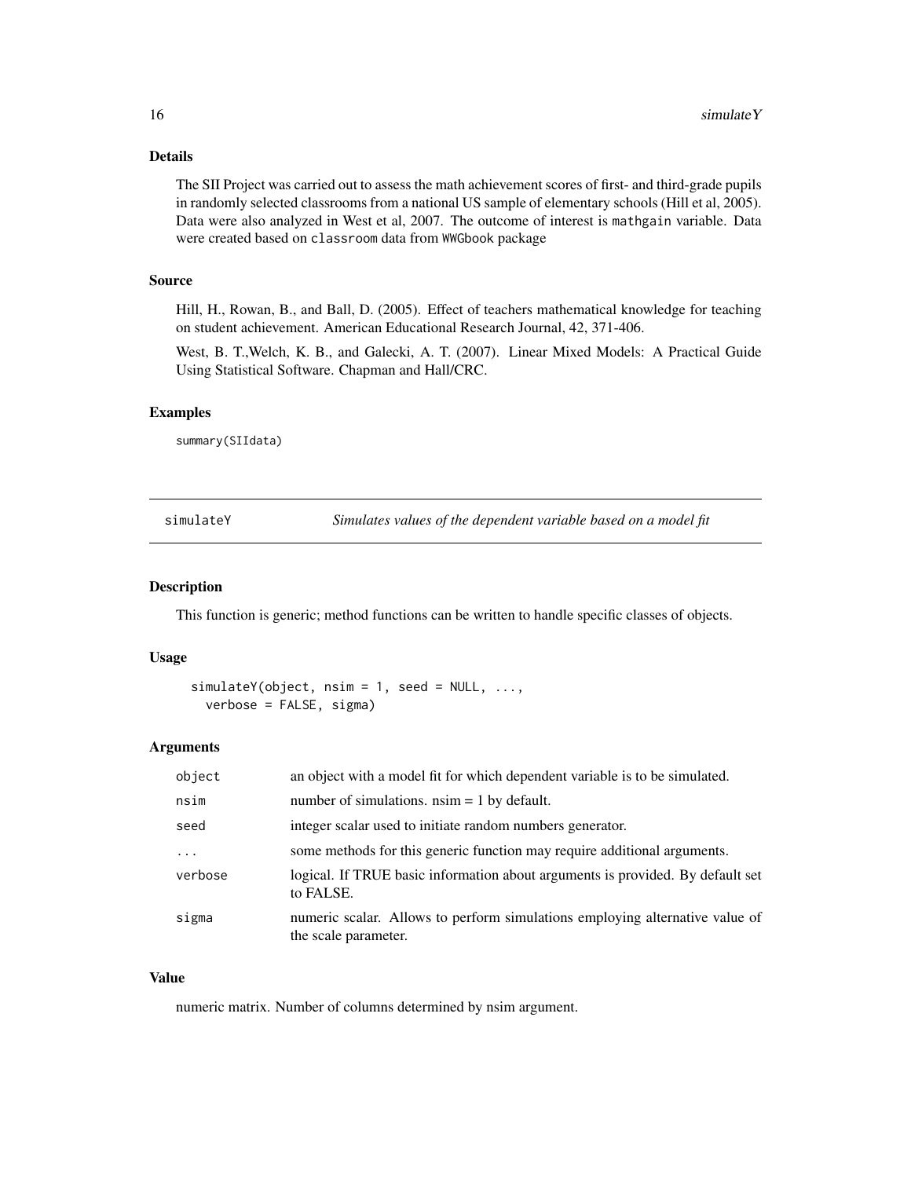### Details

The SII Project was carried out to assess the math achievement scores of first- and third-grade pupils in randomly selected classrooms from a national US sample of elementary schools (Hill et al, 2005). Data were also analyzed in West et al, 2007. The outcome of interest is `mathgain` variable. Data were created based on `classroom` data from `WWGbook` package

### Source

Hill, H., Rowan, B., and Ball, D. (2005). Effect of teachers mathematical knowledge for teaching on student achievement. American Educational Research Journal, 42, 371-406.

West, B. T.,Welch, K. B., and Galecki, A. T. (2007). Linear Mixed Models: A Practical Guide Using Statistical Software. Chapman and Hall/CRC.

### Examples

```
summary(SIIdata)
```

---

## simulateY — *Simulates values of the dependent variable based on a model fit*

### Description

This function is generic; method functions can be written to handle specific classes of objects.

### Usage

```
simulateY(object, nsim = 1, seed = NULL, ...,
  verbose = FALSE, sigma)
```

### Arguments

| | |
|---|---|
| `object` | an object with a model fit for which dependent variable is to be simulated. |
| `nsim` | number of simulations. nsim = 1 by default. |
| `seed` | integer scalar used to initiate random numbers generator. |
| `...` | some methods for this generic function may require additional arguments. |
| `verbose` | logical. If TRUE basic information about arguments is provided. By default set to FALSE. |
| `sigma` | numeric scalar. Allows to perform simulations employing alternative value of the scale parameter. |

### Value

numeric matrix. Number of columns determined by nsim argument.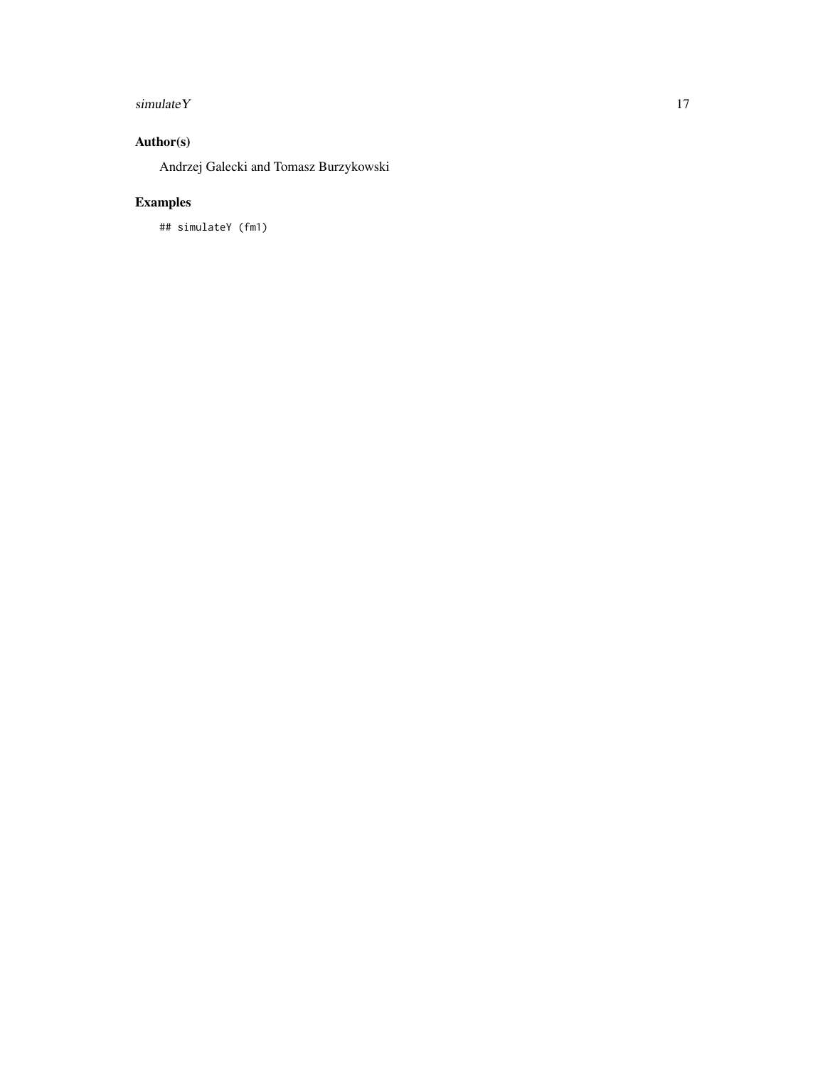## Author(s)

Andrzej Galecki and Tomasz Burzykowski

## Examples

```
## simulateY (fm1)
```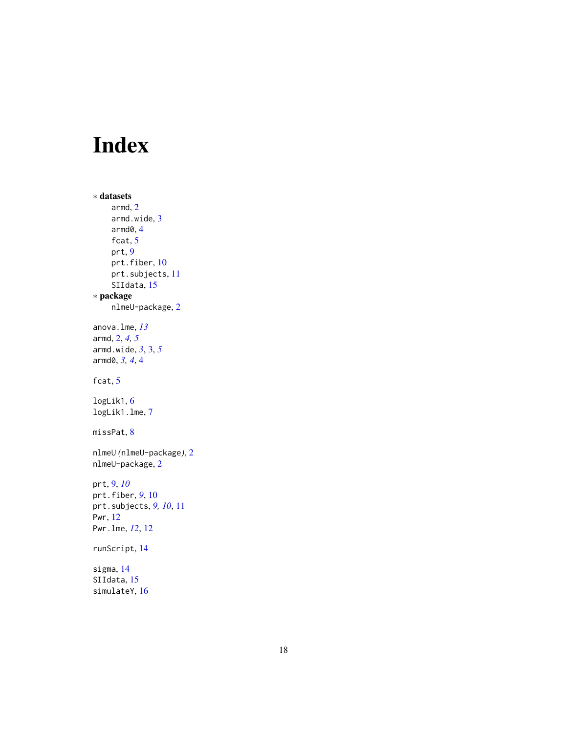# Index

∗ **datasets**

armd, 2
armd.wide, 3
armd0, 4
fcat, 5
prt, 9
prt.fiber, 10
prt.subjects, 11
SIIdata, 15

∗ **package**

nlmeU-package, 2

anova.lme, *13*
armd, 2, *4, 5*
armd.wide, *3*, 3, *5*
armd0, *3, 4*, 4

fcat, 5

logLik1, 6
logLik1.lme, 7

missPat, 8

nlmeU *(*nlmeU-package*)*, 2
nlmeU-package, 2

prt, 9, *10*
prt.fiber, *9*, 10
prt.subjects, *9, 10*, 11
Pwr, 12
Pwr.lme, *12*, 12

runScript, 14

sigma, 14
SIIdata, 15
simulateY, 16